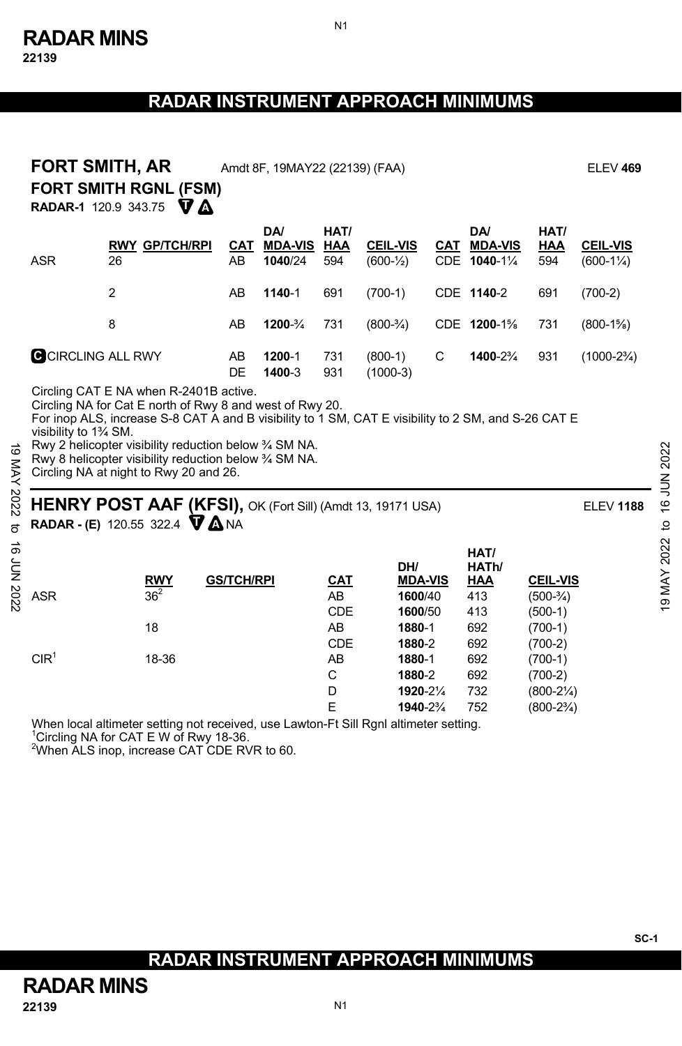# RADAR INSTRUMENT APPROACH MINIMUMS

## FORT SMITH, AR

Amdt 8F, 19MAY22 (22139) (FAA) ELEV **469**

### FORT SMITH RGNL (FSM)

**RADAR-1** 120.9 343.75 T A

| | RWY | GP/TCH/RPI | CAT | DA/ MDA-VIS | HAT/ HAA | CEIL-VIS | CAT | DA/ MDA-VIS | HAT/ HAA | CEIL-VIS |
|---|---|---|---|---|---|---|---|---|---|---|
| ASR | 26 | | AB | **1040**/24 | 594 | (600-½) | CDE | **1040**-1¼ | 594 | (600-1¼) |
| | 2 | | AB | **1140**-1 | 691 | (700-1) | CDE | **1140**-2 | 691 | (700-2) |
| | 8 | | AB | **1200**-¾ | 731 | (800-¾) | CDE | **1200**-1⅝ | 731 | (800-1⅝) |
| C CIRCLING ALL RWY | | | AB | **1200**-1 | 731 | (800-1) | C | **1400**-2¾ | 931 | (1000-2¾) |
| | | | DE | **1400**-3 | 931 | (1000-3) | | | | |

Circling CAT E NA when R-2401B active.
Circling NA for Cat E north of Rwy 8 and west of Rwy 20.
For inop ALS, increase S-8 CAT A and B visibility to 1 SM, CAT E visibility to 2 SM, and S-26 CAT E visibility to 1¾ SM.
Rwy 2 helicopter visibility reduction below ¾ SM NA.
Rwy 8 helicopter visibility reduction below ¾ SM NA.
Circling NA at night to Rwy 20 and 26.

## HENRY POST AAF (KFSI), OK (Fort Sill) (Amdt 13, 19171 USA)

ELEV **1188**

**RADAR - (E)** 120.55 322.4 T A NA

| | RWY | GS/TCH/RPI | CAT | DH/ MDA-VIS | HAT/ HATh/ HAA | CEIL-VIS |
|---|---|---|---|---|---|---|
| ASR | 36[2] | | AB | **1600**/40 | 413 | (500-¾) |
| | | | CDE | **1600**/50 | 413 | (500-1) |
| | 18 | | AB | **1880**-1 | 692 | (700-1) |
| | | | CDE | **1880**-2 | 692 | (700-2) |
| CIR[1] | 18-36 | | AB | **1880**-1 | 692 | (700-1) |
| | | | C | **1880**-2 | 692 | (700-2) |
| | | | D | **1920**-2¼ | 732 | (800-2¼) |
| | | | E | **1940**-2¾ | 752 | (800-2¾) |

When local altimeter setting not received, use Lawton-Ft Sill Rgnl altimeter setting.
[1]Circling NA for CAT E W of Rwy 18-36.
[2]When ALS inop, increase CAT CDE RVR to 60.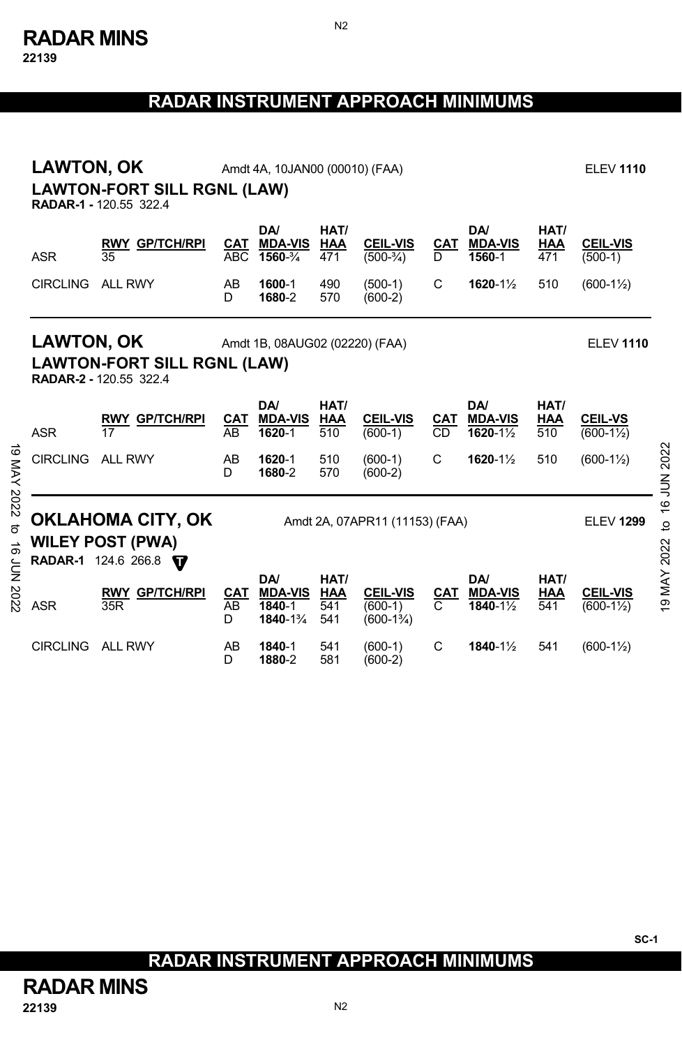# RADAR INSTRUMENT APPROACH MINIMUMS

## LAWTON, OK

Amdt 4A, 10JAN00 (00010) (FAA) — ELEV **1110**

### LAWTON-FORT SILL RGNL (LAW)

**RADAR-1 -** 120.55 322.4

| | RWY GP/TCH/RPI | CAT | DA/ MDA-VIS | HAT/ HAA | CEIL-VIS | CAT | DA/ MDA-VIS | HAT/ HAA | CEIL-VIS |
|---|---|---|---|---|---|---|---|---|---|
| ASR | 35 | ABC | **1560**-¾ | 471 | (500-¾) | D | **1560**-1 | 471 | (500-1) |
| CIRCLING | ALL RWY | AB | **1600**-1 | 490 | (500-1) | C | **1620**-1½ | 510 | (600-1½) |
| | | D | **1680**-2 | 570 | (600-2) | | | | |

## LAWTON, OK

Amdt 1B, 08AUG02 (02220) (FAA) — ELEV **1110**

### LAWTON-FORT SILL RGNL (LAW)

**RADAR-2 -** 120.55 322.4

| | RWY GP/TCH/RPI | CAT | DA/ MDA-VIS | HAT/ HAA | CEIL-VIS | CAT | DA/ MDA-VIS | HAT/ HAA | CEIL-VS |
|---|---|---|---|---|---|---|---|---|---|
| ASR | 17 | AB | **1620**-1 | 510 | (600-1) | CD | **1620**-1½ | 510 | (600-1½) |
| CIRCLING | ALL RWY | AB | **1620**-1 | 510 | (600-1) | C | **1620**-1½ | 510 | (600-1½) |
| | | D | **1680**-2 | 570 | (600-2) | | | | |

## OKLAHOMA CITY, OK

Amdt 2A, 07APR11 (11153) (FAA) — ELEV **1299**

### WILEY POST (PWA)

**RADAR-1** 124.6 266.8 T

| | RWY GP/TCH/RPI | CAT | DA/ MDA-VIS | HAT/ HAA | CEIL-VIS | CAT | DA/ MDA-VIS | HAT/ HAA | CEIL-VIS |
|---|---|---|---|---|---|---|---|---|---|
| ASR | 35R | AB | **1840**-1 | 541 | (600-1) | C | **1840**-1½ | 541 | (600-1½) |
| | | D | **1840**-1¾ | 541 | (600-1¾) | | | | |
| CIRCLING | ALL RWY | AB | **1840**-1 | 541 | (600-1) | C | **1840**-1½ | 541 | (600-1½) |
| | | D | **1880**-2 | 581 | (600-2) | | | | |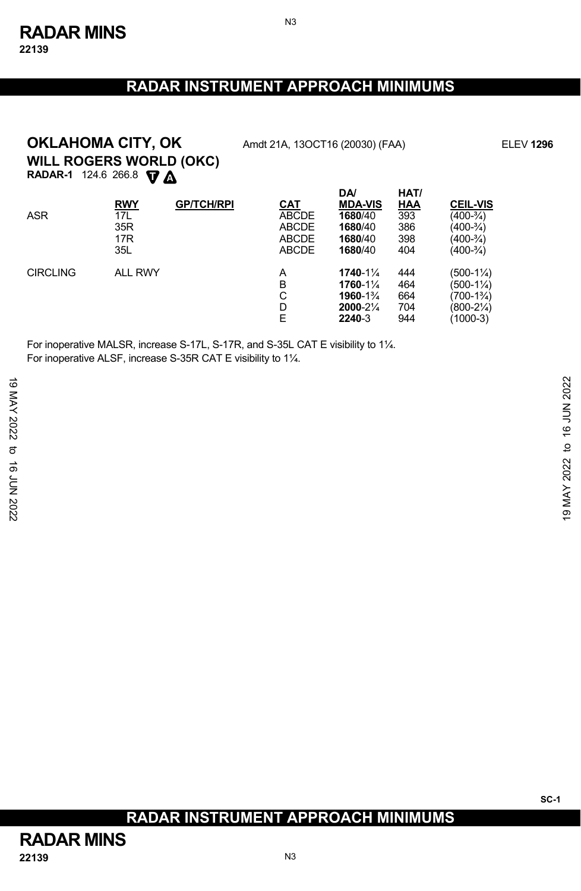# RADAR INSTRUMENT APPROACH MINIMUMS

## OKLAHOMA CITY, OK

Amdt 21A, 13OCT16 (20030) (FAA) ELEV **1296**

### WILL ROGERS WORLD (OKC)

**RADAR-1** 124.6 266.8 T A

| | RWY | GP/TCH/RPI | CAT | DA/ MDA-VIS | HAT/ HAA | CEIL-VIS |
|---|---|---|---|---|---|---|
| ASR | 17L | | ABCDE | **1680**/40 | 393 | (400-¾) |
| | 35R | | ABCDE | **1680**/40 | 386 | (400-¾) |
| | 17R | | ABCDE | **1680**/40 | 398 | (400-¾) |
| | 35L | | ABCDE | **1680**/40 | 404 | (400-¾) |
| CIRCLING | ALL RWY | | A | **1740**-1¼ | 444 | (500-1¼) |
| | | | B | **1760**-1¼ | 464 | (500-1¼) |
| | | | C | **1960**-1¾ | 664 | (700-1¾) |
| | | | D | **2000**-2¼ | 704 | (800-2¼) |
| | | | E | **2240**-3 | 944 | (1000-3) |

For inoperative MALSR, increase S-17L, S-17R, and S-35L CAT E visibility to 1¼.
For inoperative ALSF, increase S-35R CAT E visibility to 1¼.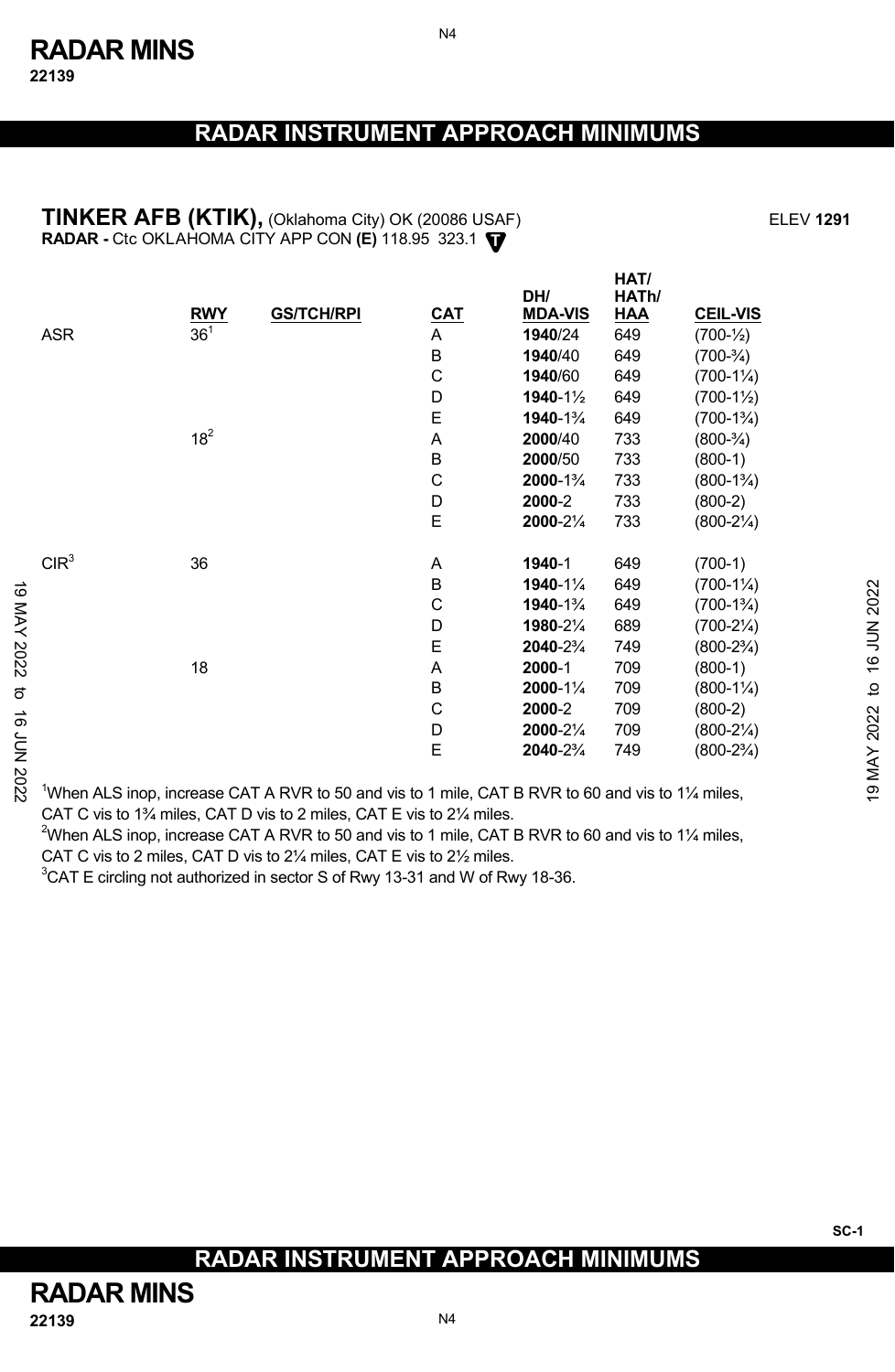# RADAR INSTRUMENT APPROACH MINIMUMS

**TINKER AFB (KTIK),** (Oklahoma City) OK (20086 USAF) ELEV **1291**
**RADAR -** Ctc OKLAHOMA CITY APP CON **(E)** 118.95 323.1

| | RWY | GS/TCH/RPI | CAT | DH/ MDA-VIS | HAT/ HATh/ HAA | CEIL-VIS |
|---|---|---|---|---|---|---|
| ASR | 36[1] | | A | **1940**/24 | 649 | (700-½) |
| | | | B | **1940**/40 | 649 | (700-¾) |
| | | | C | **1940**/60 | 649 | (700-1¼) |
| | | | D | **1940**-1½ | 649 | (700-1½) |
| | | | E | **1940**-1¾ | 649 | (700-1¾) |
| | 18[2] | | A | **2000**/40 | 733 | (800-¾) |
| | | | B | **2000**/50 | 733 | (800-1) |
| | | | C | **2000**-1¾ | 733 | (800-1¾) |
| | | | D | **2000**-2 | 733 | (800-2) |
| | | | E | **2000**-2¼ | 733 | (800-2¼) |
| CIR[3] | 36 | | A | **1940**-1 | 649 | (700-1) |
| | | | B | **1940**-1¼ | 649 | (700-1¼) |
| | | | C | **1940**-1¾ | 649 | (700-1¾) |
| | | | D | **1980**-2¼ | 689 | (700-2¼) |
| | | | E | **2040**-2¾ | 749 | (800-2¾) |
| | 18 | | A | **2000**-1 | 709 | (800-1) |
| | | | B | **2000**-1¼ | 709 | (800-1¼) |
| | | | C | **2000**-2 | 709 | (800-2) |
| | | | D | **2000**-2¼ | 709 | (800-2¼) |
| | | | E | **2040**-2¾ | 749 | (800-2¾) |

[1]When ALS inop, increase CAT A RVR to 50 and vis to 1 mile, CAT B RVR to 60 and vis to 1¼ miles, CAT C vis to 1¾ miles, CAT D vis to 2 miles, CAT E vis to 2¼ miles.
[2]When ALS inop, increase CAT A RVR to 50 and vis to 1 mile, CAT B RVR to 60 and vis to 1¼ miles, CAT C vis to 2 miles, CAT D vis to 2¼ miles, CAT E vis to 2½ miles.
[3]CAT E circling not authorized in sector S of Rwy 13-31 and W of Rwy 18-36.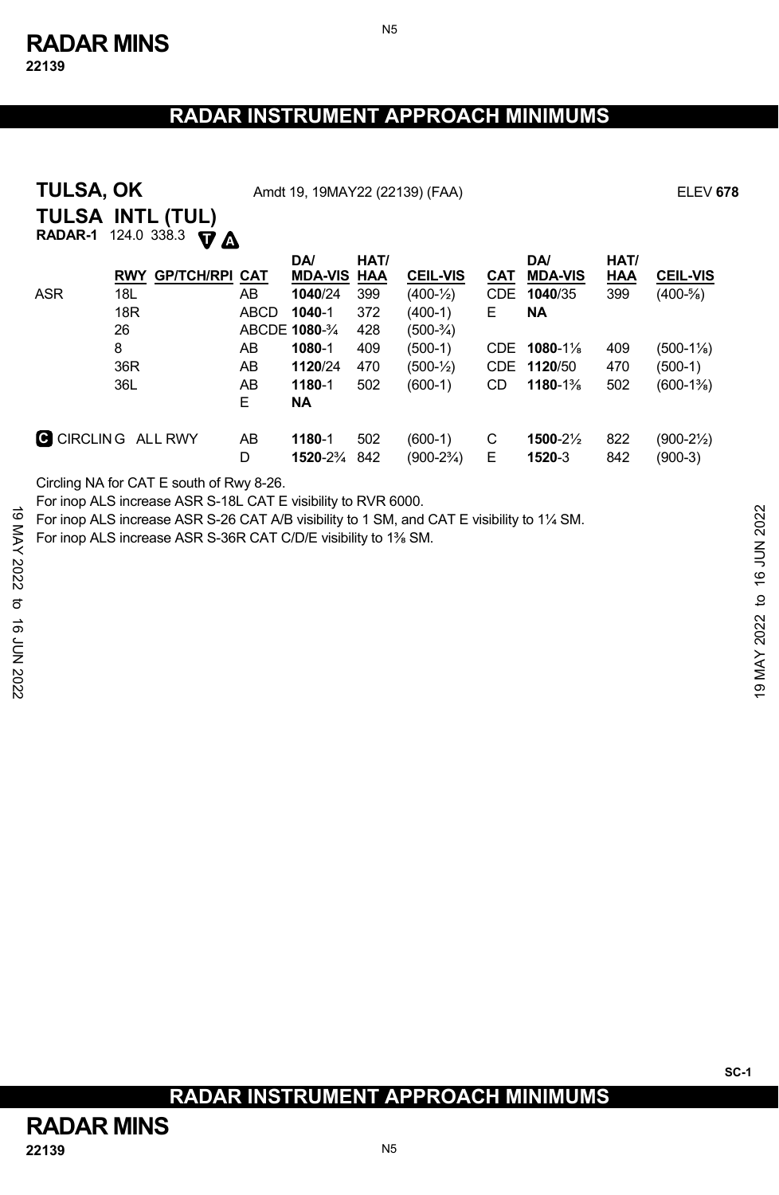# RADAR INSTRUMENT APPROACH MINIMUMS

## TULSA, OK

Amdt 19, 19MAY22 (22139) (FAA)

ELEV **678**

## TULSA INTL (TUL)

**RADAR-1** 124.0 338.3 T A

| | RWY | GP/TCH/RPI | CAT | DA/ MDA-VIS | HAT/ HAA | CEIL-VIS | CAT | DA/ MDA-VIS | HAT/ HAA | CEIL-VIS |
|---|---|---|---|---|---|---|---|---|---|---|
| ASR | 18L | | AB | **1040**/24 | 399 | (400-½) | CDE | **1040**/35 | 399 | (400-⅝) |
| | 18R | | ABCD | **1040**-1 | 372 | (400-1) | E | **NA** | | |
| | 26 | | ABCDE | **1080**-¾ | 428 | (500-¾) | | | | |
| | 8 | | AB | **1080**-1 | 409 | (500-1) | CDE | **1080**-1⅛ | 409 | (500-1⅛) |
| | 36R | | AB | **1120**/24 | 470 | (500-½) | CDE | **1120**/50 | 470 | (500-1) |
| | 36L | | AB | **1180**-1 | 502 | (600-1) | CD | **1180**-1⅜ | 502 | (600-1⅜) |
| | | | E | **NA** | | | | | | |
| C CIRCLING | ALL RWY | | AB | **1180**-1 | 502 | (600-1) | C | **1500**-2½ | 822 | (900-2½) |
| | | | D | **1520**-2¾ | 842 | (900-2¾) | E | **1520**-3 | 842 | (900-3) |

Circling NA for CAT E south of Rwy 8-26.

For inop ALS increase ASR S-18L CAT E visibility to RVR 6000.

For inop ALS increase ASR S-26 CAT A/B visibility to 1 SM, and CAT E visibility to 1¼ SM.

For inop ALS increase ASR S-36R CAT C/D/E visibility to 1⅜ SM.